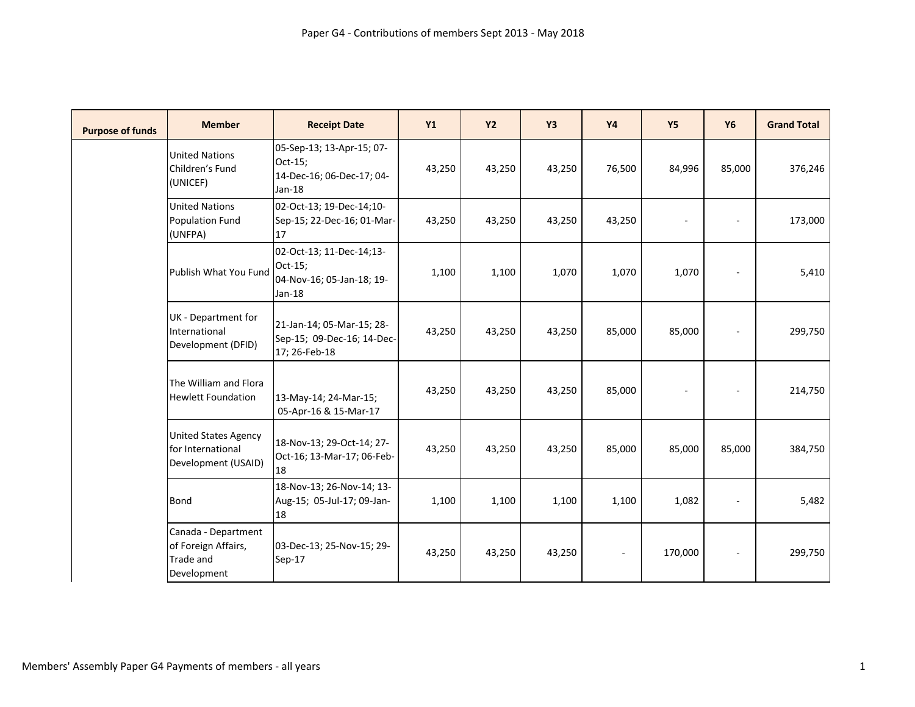# Paper G4 - Contributions of members Sept 2013 - May 2018

| Purpose of funds | Member | Receipt Date | Y1 | Y2 | Y3 | Y4 | Y5 | Y6 | Grand Total |
|---|---|---|---|---|---|---|---|---|---|
| | United Nations Children's Fund (UNICEF) | 05-Sep-13; 13-Apr-15; 07-Oct-15; 14-Dec-16; 06-Dec-17; 04-Jan-18 | 43,250 | 43,250 | 43,250 | 76,500 | 84,996 | 85,000 | 376,246 |
| | United Nations Population Fund (UNFPA) | 02-Oct-13; 19-Dec-14;10-Sep-15; 22-Dec-16; 01-Mar-17 | 43,250 | 43,250 | 43,250 | 43,250 | - | - | 173,000 |
| | Publish What You Fund | 02-Oct-13; 11-Dec-14;13-Oct-15; 04-Nov-16; 05-Jan-18; 19-Jan-18 | 1,100 | 1,100 | 1,070 | 1,070 | 1,070 | - | 5,410 |
| | UK - Department for International Development (DFID) | 21-Jan-14; 05-Mar-15; 28-Sep-15; 09-Dec-16; 14-Dec-17; 26-Feb-18 | 43,250 | 43,250 | 43,250 | 85,000 | 85,000 | - | 299,750 |
| | The William and Flora Hewlett Foundation | 13-May-14; 24-Mar-15; 05-Apr-16 & 15-Mar-17 | 43,250 | 43,250 | 43,250 | 85,000 | - | - | 214,750 |
| | United States Agency for International Development (USAID) | 18-Nov-13; 29-Oct-14; 27-Oct-16; 13-Mar-17; 06-Feb-18 | 43,250 | 43,250 | 43,250 | 85,000 | 85,000 | 85,000 | 384,750 |
| | Bond | 18-Nov-13; 26-Nov-14; 13-Aug-15; 05-Jul-17; 09-Jan-18 | 1,100 | 1,100 | 1,100 | 1,100 | 1,082 | - | 5,482 |
| | Canada - Department of Foreign Affairs, Trade and Development | 03-Dec-13; 25-Nov-15; 29-Sep-17 | 43,250 | 43,250 | 43,250 | - | 170,000 | - | 299,750 |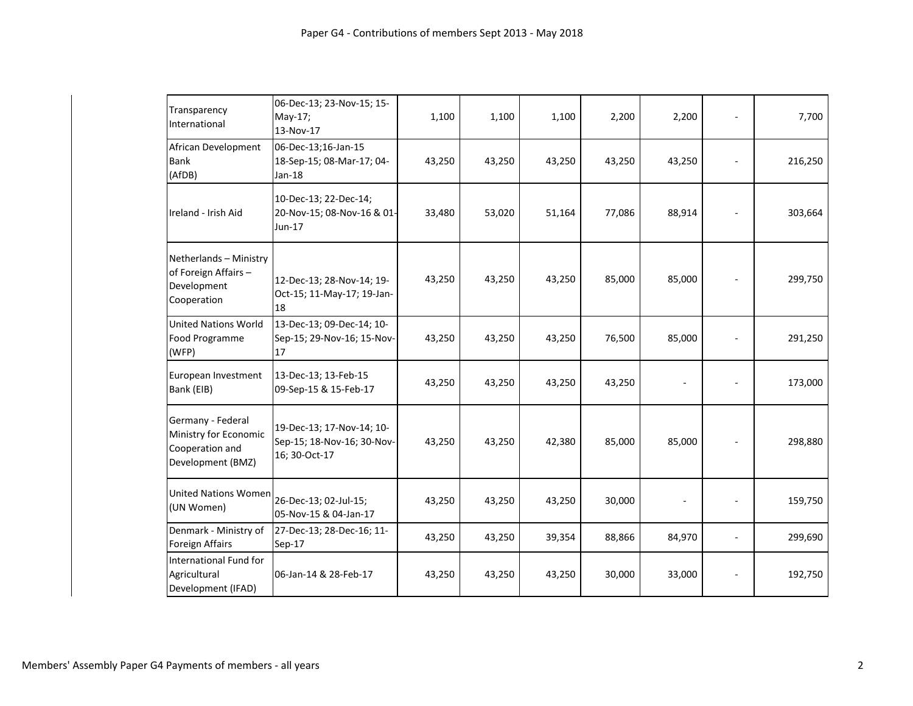| | | | | | | | | |
|---|---|---|---|---|---|---|---|---|
| Transparency International | 06-Dec-13; 23-Nov-15; 15-May-17; 13-Nov-17 | 1,100 | 1,100 | 1,100 | 2,200 | 2,200 | - | 7,700 |
| African Development Bank (AfDB) | 06-Dec-13;16-Jan-15 18-Sep-15; 08-Mar-17; 04-Jan-18 | 43,250 | 43,250 | 43,250 | 43,250 | 43,250 | - | 216,250 |
| Ireland - Irish Aid | 10-Dec-13; 22-Dec-14; 20-Nov-15; 08-Nov-16 & 01-Jun-17 | 33,480 | 53,020 | 51,164 | 77,086 | 88,914 | - | 303,664 |
| Netherlands – Ministry of Foreign Affairs – Development Cooperation | 12-Dec-13; 28-Nov-14; 19-Oct-15; 11-May-17; 19-Jan-18 | 43,250 | 43,250 | 43,250 | 85,000 | 85,000 | - | 299,750 |
| United Nations World Food Programme (WFP) | 13-Dec-13; 09-Dec-14; 10-Sep-15; 29-Nov-16; 15-Nov-17 | 43,250 | 43,250 | 43,250 | 76,500 | 85,000 | - | 291,250 |
| European Investment Bank (EIB) | 13-Dec-13; 13-Feb-15 09-Sep-15 & 15-Feb-17 | 43,250 | 43,250 | 43,250 | 43,250 | - | - | 173,000 |
| Germany - Federal Ministry for Economic Cooperation and Development (BMZ) | 19-Dec-13; 17-Nov-14; 10-Sep-15; 18-Nov-16; 30-Nov-16; 30-Oct-17 | 43,250 | 43,250 | 42,380 | 85,000 | 85,000 | - | 298,880 |
| United Nations Women (UN Women) | 26-Dec-13; 02-Jul-15; 05-Nov-15 & 04-Jan-17 | 43,250 | 43,250 | 43,250 | 30,000 | - | - | 159,750 |
| Denmark - Ministry of Foreign Affairs | 27-Dec-13; 28-Dec-16; 11-Sep-17 | 43,250 | 43,250 | 39,354 | 88,866 | 84,970 | - | 299,690 |
| International Fund for Agricultural Development (IFAD) | 06-Jan-14 & 28-Feb-17 | 43,250 | 43,250 | 43,250 | 30,000 | 33,000 | - | 192,750 |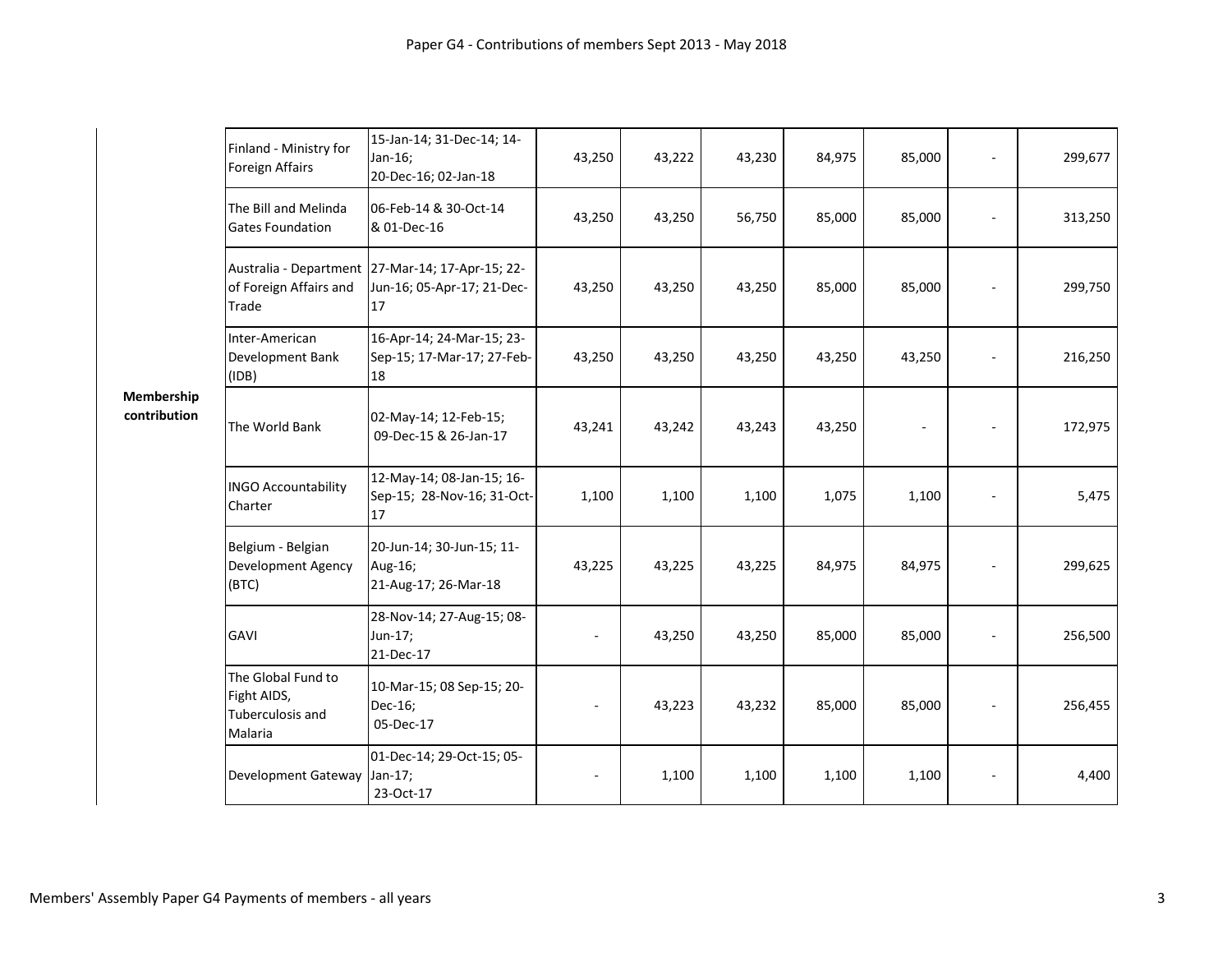Paper G4 - Contributions of members Sept 2013 - May 2018

| | | | | | | | | | |
|---|---|---|---|---|---|---|---|---|---|
| **Membership contribution** | Finland - Ministry for Foreign Affairs | 15-Jan-14; 31-Dec-14; 14-Jan-16; 20-Dec-16; 02-Jan-18 | 43,250 | 43,222 | 43,230 | 84,975 | 85,000 | - | 299,677 |
| | The Bill and Melinda Gates Foundation | 06-Feb-14 & 30-Oct-14 & 01-Dec-16 | 43,250 | 43,250 | 56,750 | 85,000 | 85,000 | - | 313,250 |
| | Australia - Department of Foreign Affairs and Trade | 27-Mar-14; 17-Apr-15; 22-Jun-16; 05-Apr-17; 21-Dec-17 | 43,250 | 43,250 | 43,250 | 85,000 | 85,000 | - | 299,750 |
| | Inter-American Development Bank (IDB) | 16-Apr-14; 24-Mar-15; 23-Sep-15; 17-Mar-17; 27-Feb-18 | 43,250 | 43,250 | 43,250 | 43,250 | 43,250 | - | 216,250 |
| | The World Bank | 02-May-14; 12-Feb-15; 09-Dec-15 & 26-Jan-17 | 43,241 | 43,242 | 43,243 | 43,250 | - | - | 172,975 |
| | INGO Accountability Charter | 12-May-14; 08-Jan-15; 16-Sep-15; 28-Nov-16; 31-Oct-17 | 1,100 | 1,100 | 1,100 | 1,075 | 1,100 | - | 5,475 |
| | Belgium - Belgian Development Agency (BTC) | 20-Jun-14; 30-Jun-15; 11-Aug-16; 21-Aug-17; 26-Mar-18 | 43,225 | 43,225 | 43,225 | 84,975 | 84,975 | - | 299,625 |
| | GAVI | 28-Nov-14; 27-Aug-15; 08-Jun-17; 21-Dec-17 | - | 43,250 | 43,250 | 85,000 | 85,000 | - | 256,500 |
| | The Global Fund to Fight AIDS, Tuberculosis and Malaria | 10-Mar-15; 08 Sep-15; 20-Dec-16; 05-Dec-17 | - | 43,223 | 43,232 | 85,000 | 85,000 | - | 256,455 |
| | Development Gateway | 01-Dec-14; 29-Oct-15; 05-Jan-17; 23-Oct-17 | - | 1,100 | 1,100 | 1,100 | 1,100 | - | 4,400 |

Members' Assembly Paper G4 Payments of members - all years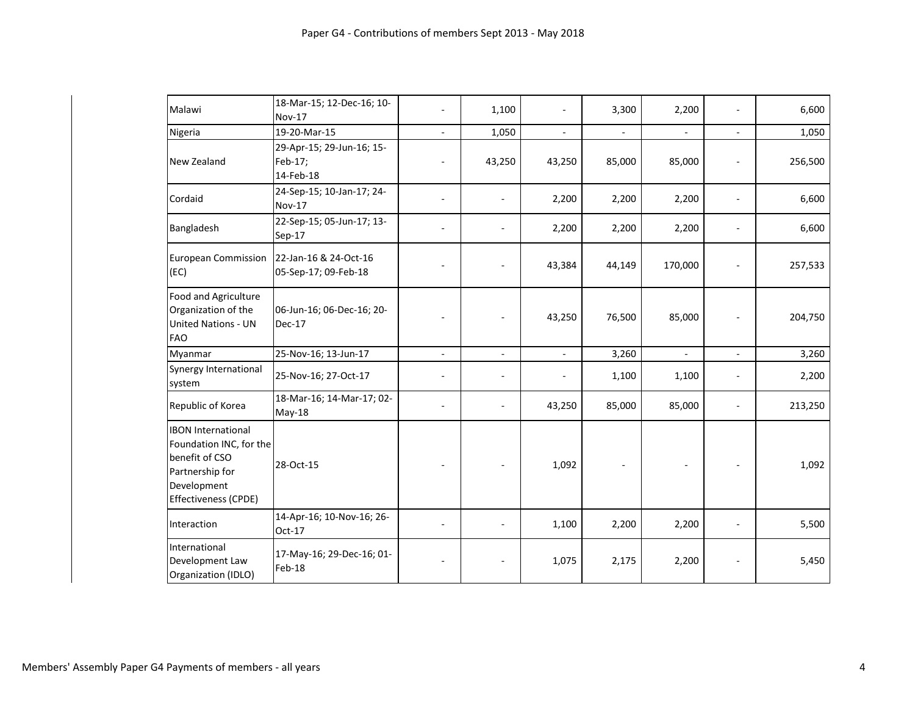Paper G4 - Contributions of members Sept 2013 - May 2018

| | | | | | | | | |
|---|---|---|---|---|---|---|---|---|
| Malawi | 18-Mar-15; 12-Dec-16; 10-Nov-17 | - | 1,100 | - | 3,300 | 2,200 | - | 6,600 |
| Nigeria | 19-20-Mar-15 | - | 1,050 | - | - | - | - | 1,050 |
| New Zealand | 29-Apr-15; 29-Jun-16; 15-Feb-17; 14-Feb-18 | - | 43,250 | 43,250 | 85,000 | 85,000 | - | 256,500 |
| Cordaid | 24-Sep-15; 10-Jan-17; 24-Nov-17 | - | - | 2,200 | 2,200 | 2,200 | - | 6,600 |
| Bangladesh | 22-Sep-15; 05-Jun-17; 13-Sep-17 | - | - | 2,200 | 2,200 | 2,200 | - | 6,600 |
| European Commission (EC) | 22-Jan-16 & 24-Oct-16 05-Sep-17; 09-Feb-18 | - | - | 43,384 | 44,149 | 170,000 | - | 257,533 |
| Food and Agriculture Organization of the United Nations - UN FAO | 06-Jun-16; 06-Dec-16; 20-Dec-17 | - | - | 43,250 | 76,500 | 85,000 | - | 204,750 |
| Myanmar | 25-Nov-16; 13-Jun-17 | - | - | - | 3,260 | - | - | 3,260 |
| Synergy International system | 25-Nov-16; 27-Oct-17 | - | - | - | 1,100 | 1,100 | - | 2,200 |
| Republic of Korea | 18-Mar-16; 14-Mar-17; 02-May-18 | - | - | 43,250 | 85,000 | 85,000 | - | 213,250 |
| IBON International Foundation INC, for the benefit of CSO Partnership for Development Effectiveness (CPDE) | 28-Oct-15 | - | - | 1,092 | - | - | - | 1,092 |
| Interaction | 14-Apr-16; 10-Nov-16; 26-Oct-17 | - | - | 1,100 | 2,200 | 2,200 | - | 5,500 |
| International Development Law Organization (IDLO) | 17-May-16; 29-Dec-16; 01-Feb-18 | - | - | 1,075 | 2,175 | 2,200 | - | 5,450 |

Members' Assembly Paper G4 Payments of members - all years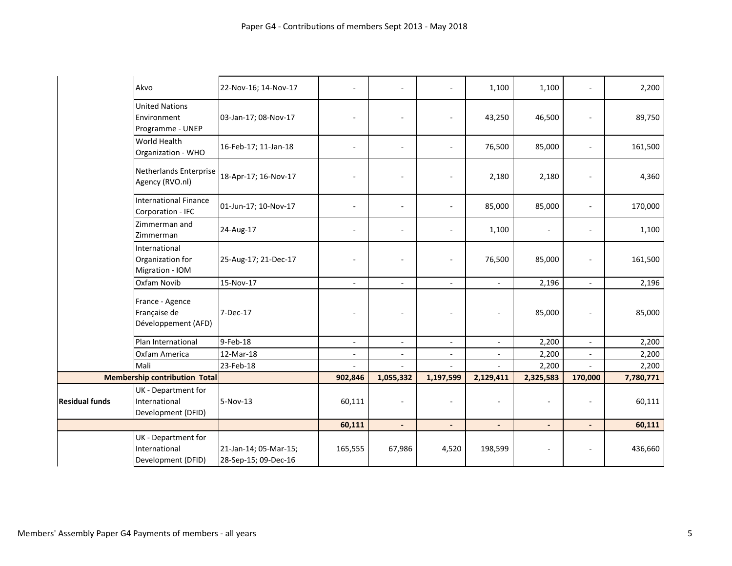# Paper G4 - Contributions of members Sept 2013 - May 2018

| | | | | | | | | | |
|---|---|---|---|---|---|---|---|---|---|
| | Akvo | 22-Nov-16; 14-Nov-17 | - | - | - | 1,100 | 1,100 | - | 2,200 |
| | United Nations Environment Programme - UNEP | 03-Jan-17; 08-Nov-17 | - | - | - | 43,250 | 46,500 | - | 89,750 |
| | World Health Organization - WHO | 16-Feb-17; 11-Jan-18 | - | - | - | 76,500 | 85,000 | - | 161,500 |
| | Netherlands Enterprise Agency (RVO.nl) | 18-Apr-17; 16-Nov-17 | - | - | - | 2,180 | 2,180 | - | 4,360 |
| | International Finance Corporation - IFC | 01-Jun-17; 10-Nov-17 | - | - | - | 85,000 | 85,000 | - | 170,000 |
| | Zimmerman and Zimmerman | 24-Aug-17 | - | - | - | 1,100 | - | - | 1,100 |
| | International Organization for Migration - IOM | 25-Aug-17; 21-Dec-17 | - | - | - | 76,500 | 85,000 | - | 161,500 |
| | Oxfam Novib | 15-Nov-17 | - | - | - | - | 2,196 | - | 2,196 |
| | France - Agence Française de Développement (AFD) | 7-Dec-17 | - | - | - | - | 85,000 | - | 85,000 |
| | Plan International | 9-Feb-18 | - | - | - | - | 2,200 | - | 2,200 |
| | Oxfam America | 12-Mar-18 | - | - | - | - | 2,200 | - | 2,200 |
| | Mali | 23-Feb-18 | - | - | - | - | 2,200 | - | 2,200 |
| **Membership contribution Total** | | | **902,846** | **1,055,332** | **1,197,599** | **2,129,411** | **2,325,583** | **170,000** | **7,780,771** |
| **Residual funds** | UK - Department for International Development (DFID) | 5-Nov-13 | 60,111 | - | - | - | - | - | 60,111 |
| | | | **60,111** | **-** | **-** | **-** | **-** | **-** | **60,111** |
| | UK - Department for International Development (DFID) | 21-Jan-14; 05-Mar-15; 28-Sep-15; 09-Dec-16 | 165,555 | 67,986 | 4,520 | 198,599 | - | - | 436,660 |

Members' Assembly Paper G4 Payments of members - all years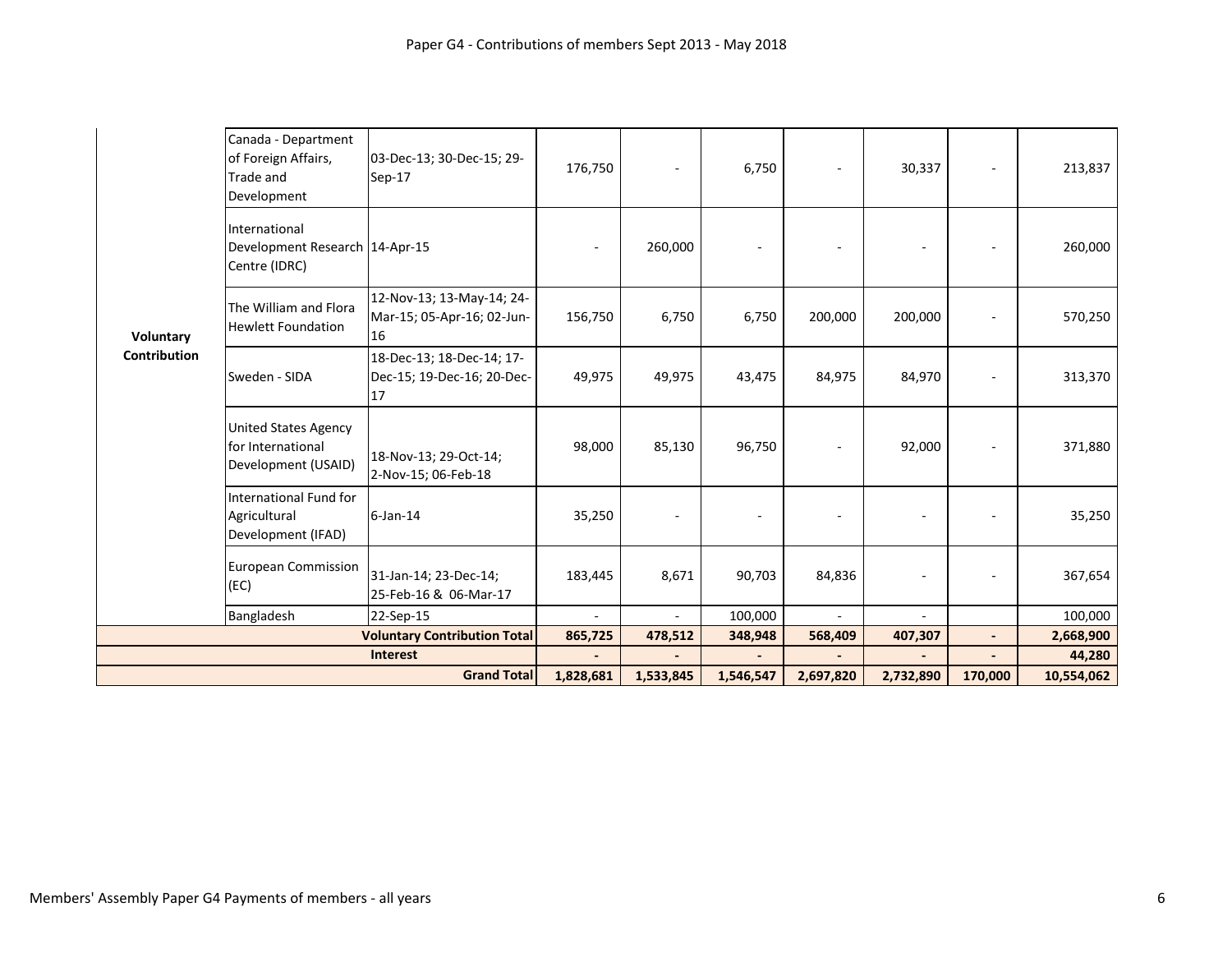Paper G4 - Contributions of members Sept 2013 - May 2018

| | | | | | | | | | |
|---|---|---|---|---|---|---|---|---|---|
| Voluntary Contribution | Canada - Department of Foreign Affairs, Trade and Development | 03-Dec-13; 30-Dec-15; 29-Sep-17 | 176,750 | - | 6,750 | - | 30,337 | - | 213,837 |
| | International Development Research Centre (IDRC) | 14-Apr-15 | - | 260,000 | - | - | - | - | 260,000 |
| | The William and Flora Hewlett Foundation | 12-Nov-13; 13-May-14; 24-Mar-15; 05-Apr-16; 02-Jun-16 | 156,750 | 6,750 | 6,750 | 200,000 | 200,000 | - | 570,250 |
| | Sweden - SIDA | 18-Dec-13; 18-Dec-14; 17-Dec-15; 19-Dec-16; 20-Dec-17 | 49,975 | 49,975 | 43,475 | 84,975 | 84,970 | - | 313,370 |
| | United States Agency for International Development (USAID) | 18-Nov-13; 29-Oct-14; 2-Nov-15; 06-Feb-18 | 98,000 | 85,130 | 96,750 | - | 92,000 | - | 371,880 |
| | International Fund for Agricultural Development (IFAD) | 6-Jan-14 | 35,250 | - | - | - | - | - | 35,250 |
| | European Commission (EC) | 31-Jan-14; 23-Dec-14; 25-Feb-16 & 06-Mar-17 | 183,445 | 8,671 | 90,703 | 84,836 | - | - | 367,654 |
| | Bangladesh | 22-Sep-15 | - | - | 100,000 | - | - | | 100,000 |
| | | **Voluntary Contribution Total** | **865,725** | **478,512** | **348,948** | **568,409** | **407,307** | **-** | **2,668,900** |
| | | **Interest** | **-** | **-** | **-** | **-** | **-** | **-** | **44,280** |
| | | **Grand Total** | **1,828,681** | **1,533,845** | **1,546,547** | **2,697,820** | **2,732,890** | **170,000** | **10,554,062** |

Members' Assembly Paper G4 Payments of members - all years